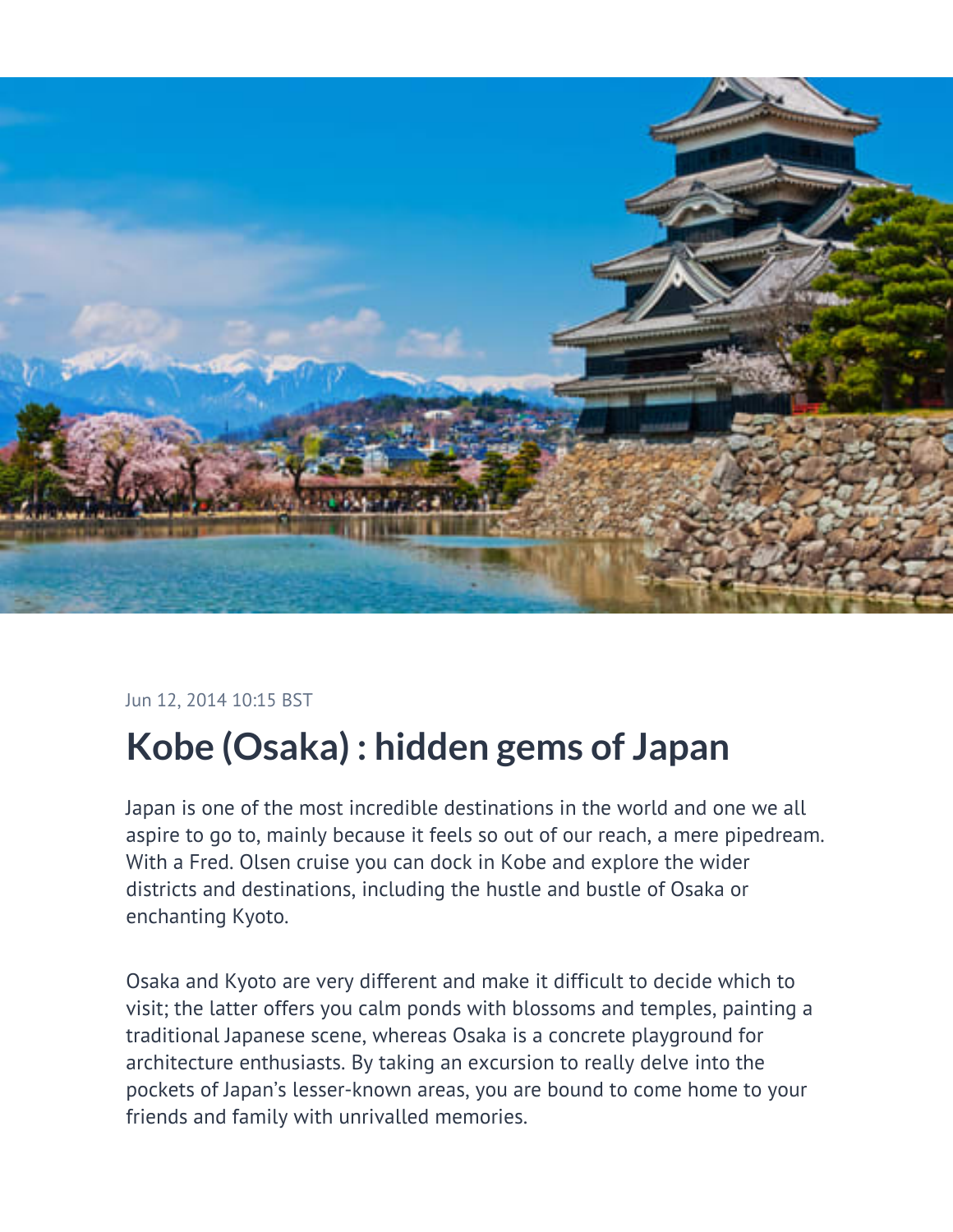Jun 12, 2014 10:15 BST

# Kobe (Osaka) : hidden gems of Japan

Japan is one of the most incredible destinations in the world and one we all aspire to go to, mainly because it feels so out of our reach, a mere pipedream. With a Fred. Olsen cruise you can dock in Kobe and explore the wider districts and destinations, including the hustle and bustle of Osaka or enchanting Kyoto.

Osaka and Kyoto are very different and make it difficult to decide which to visit; the latter offers you calm ponds with blossoms and temples, painting a traditional Japanese scene, whereas Osaka is a concrete playground for architecture enthusiasts. By taking an excursion to really delve into the pockets of Japan's lesser-known areas, you are bound to come home to your friends and family with unrivalled memories.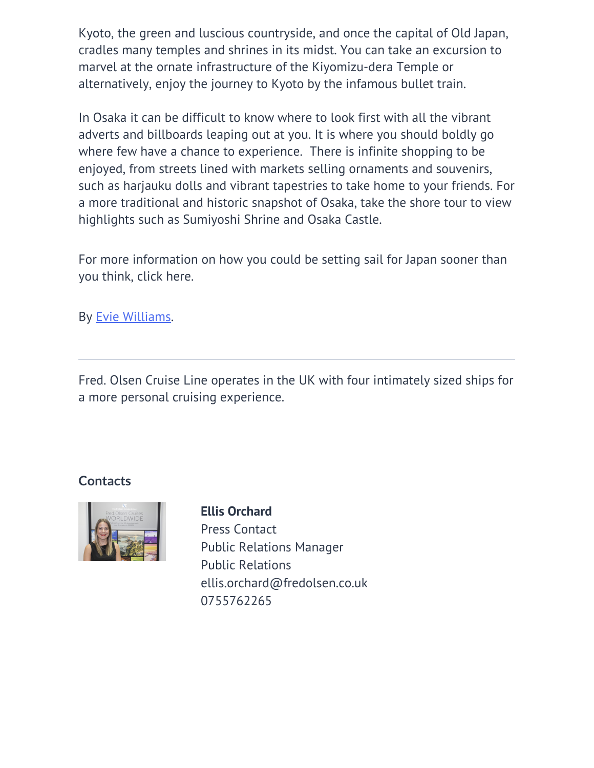Kyoto, the green and luscious countryside, and once the capital of Old Japan, cradles many temples and shrines in its midst. You can take an excursion to marvel at the ornate infrastructure of the Kiyomizu-dera Temple or alternatively, enjoy the journey to Kyoto by the infamous bullet train.

In Osaka it can be difficult to know where to look first with all the vibrant adverts and billboards leaping out at you. It is where you should boldly go where few have a chance to experience.  There is infinite shopping to be enjoyed, from streets lined with markets selling ornaments and souvenirs, such as harjauku dolls and vibrant tapestries to take home to your friends. For a more traditional and historic snapshot of Osaka, take the shore tour to view highlights such as Sumiyoshi Shrine and Osaka Castle.

For more information on how you could be setting sail for Japan sooner than you think, click here.

By Evie Williams.

---

Fred. Olsen Cruise Line operates in the UK with four intimately sized ships for a more personal cruising experience.

## Contacts

**Ellis Orchard**
Press Contact
Public Relations Manager
Public Relations
ellis.orchard@fredolsen.co.uk
0755762265